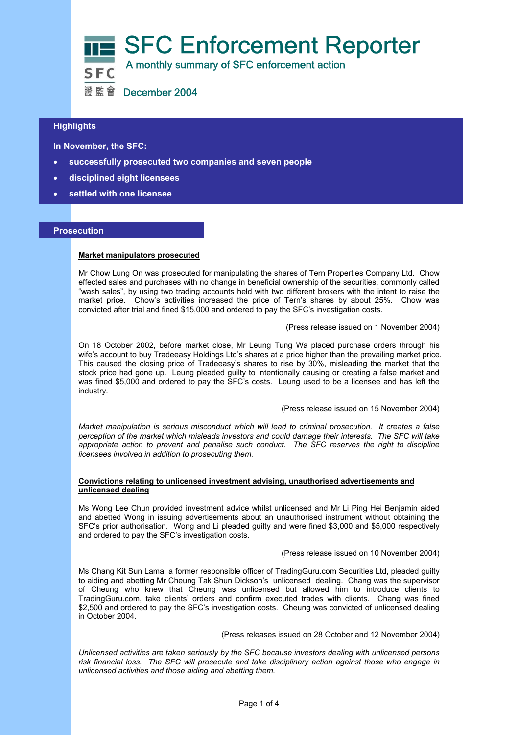# SFC Enforcement Reporter

A monthly summary of SFC enforcement action

SFC 證監會

December 2004

## Highlights

**In November, the SFC:**

- **successfully prosecuted two companies and seven people**
- **disciplined eight licensees**
- **settled with one licensee**

## Prosecution

**Market manipulators prosecuted**

Mr Chow Lung On was prosecuted for manipulating the shares of Tern Properties Company Ltd. Chow effected sales and purchases with no change in beneficial ownership of the securities, commonly called "wash sales", by using two trading accounts held with two different brokers with the intent to raise the market price. Chow's activities increased the price of Tern's shares by about 25%. Chow was convicted after trial and fined $15,000 and ordered to pay the SFC's investigation costs.

(Press release issued on 1 November 2004)

On 18 October 2002, before market close, Mr Leung Tung Wa placed purchase orders through his wife's account to buy Tradeeasy Holdings Ltd's shares at a price higher than the prevailing market price. This caused the closing price of Tradeeasy's shares to rise by 30%, misleading the market that the stock price had gone up. Leung pleaded guilty to intentionally causing or creating a false market and was fined $5,000 and ordered to pay the SFC's costs. Leung used to be a licensee and has left the industry.

(Press release issued on 15 November 2004)

*Market manipulation is serious misconduct which will lead to criminal prosecution. It creates a false perception of the market which misleads investors and could damage their interests. The SFC will take appropriate action to prevent and penalise such conduct. The SFC reserves the right to discipline licensees involved in addition to prosecuting them.*

**Convictions relating to unlicensed investment advising, unauthorised advertisements and unlicensed dealing**

Ms Wong Lee Chun provided investment advice whilst unlicensed and Mr Li Ping Hei Benjamin aided and abetted Wong in issuing advertisements about an unauthorised instrument without obtaining the SFC's prior authorisation. Wong and Li pleaded guilty and were fined $3,000 and $5,000 respectively and ordered to pay the SFC's investigation costs.

(Press release issued on 10 November 2004)

Ms Chang Kit Sun Lama, a former responsible officer of TradingGuru.com Securities Ltd, pleaded guilty to aiding and abetting Mr Cheung Tak Shun Dickson's unlicensed dealing. Chang was the supervisor of Cheung who knew that Cheung was unlicensed but allowed him to introduce clients to TradingGuru.com, take clients' orders and confirm executed trades with clients. Chang was fined $2,500 and ordered to pay the SFC's investigation costs. Cheung was convicted of unlicensed dealing in October 2004.

(Press releases issued on 28 October and 12 November 2004)

*Unlicensed activities are taken seriously by the SFC because investors dealing with unlicensed persons risk financial loss. The SFC will prosecute and take disciplinary action against those who engage in unlicensed activities and those aiding and abetting them.*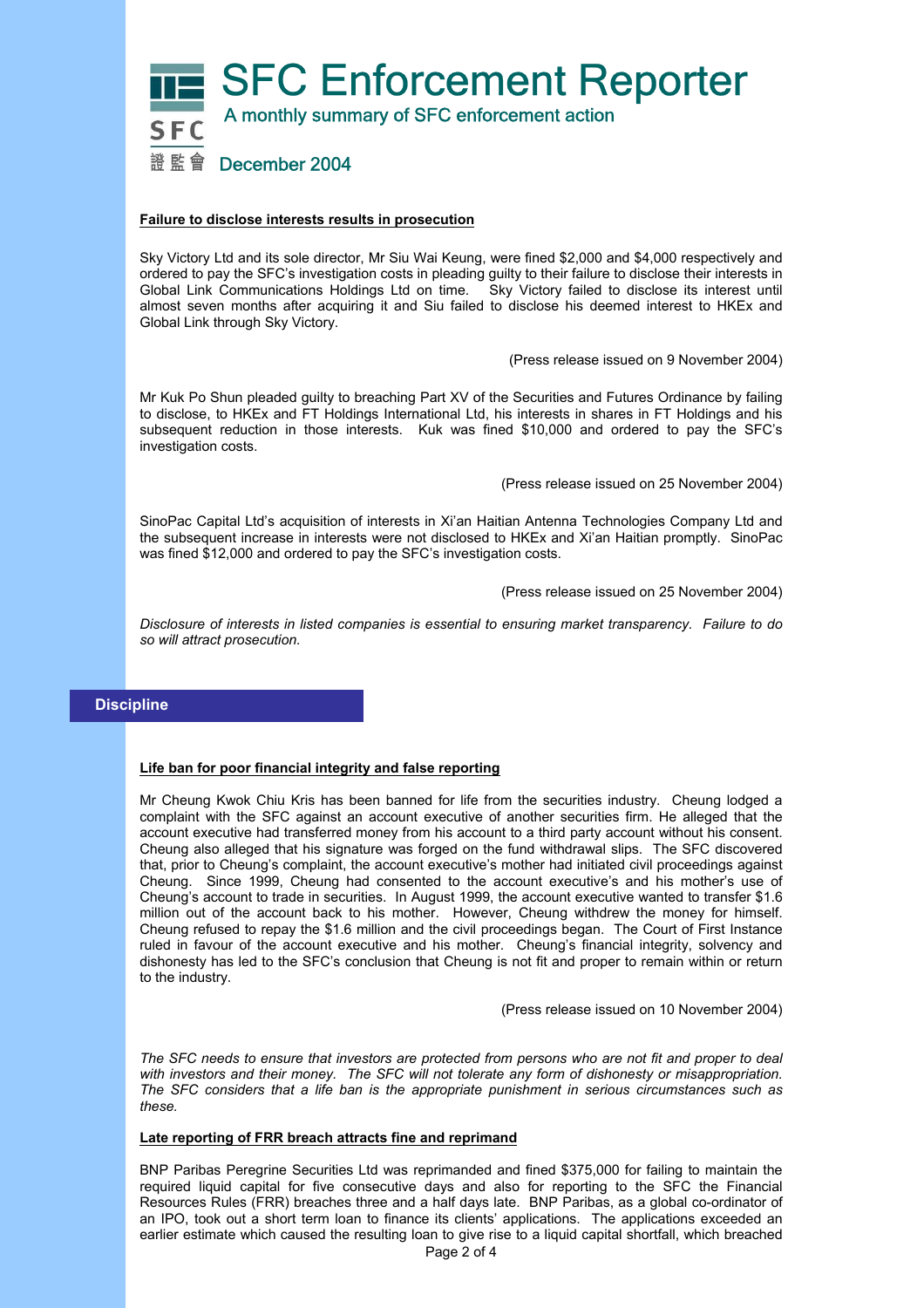# SFC Enforcement Reporter

A monthly summary of SFC enforcement action

December 2004

**Failure to disclose interests results in prosecution**

Sky Victory Ltd and its sole director, Mr Siu Wai Keung, were fined $2,000 and $4,000 respectively and ordered to pay the SFC's investigation costs in pleading guilty to their failure to disclose their interests in Global Link Communications Holdings Ltd on time. Sky Victory failed to disclose its interest until almost seven months after acquiring it and Siu failed to disclose his deemed interest to HKEx and Global Link through Sky Victory.

(Press release issued on 9 November 2004)

Mr Kuk Po Shun pleaded guilty to breaching Part XV of the Securities and Futures Ordinance by failing to disclose, to HKEx and FT Holdings International Ltd, his interests in shares in FT Holdings and his subsequent reduction in those interests. Kuk was fined $10,000 and ordered to pay the SFC's investigation costs.

(Press release issued on 25 November 2004)

SinoPac Capital Ltd's acquisition of interests in Xi'an Haitian Antenna Technologies Company Ltd and the subsequent increase in interests were not disclosed to HKEx and Xi'an Haitian promptly. SinoPac was fined $12,000 and ordered to pay the SFC's investigation costs.

(Press release issued on 25 November 2004)

*Disclosure of interests in listed companies is essential to ensuring market transparency. Failure to do so will attract prosecution.*

## Discipline

**Life ban for poor financial integrity and false reporting**

Mr Cheung Kwok Chiu Kris has been banned for life from the securities industry. Cheung lodged a complaint with the SFC against an account executive of another securities firm. He alleged that the account executive had transferred money from his account to a third party account without his consent. Cheung also alleged that his signature was forged on the fund withdrawal slips. The SFC discovered that, prior to Cheung's complaint, the account executive's mother had initiated civil proceedings against Cheung. Since 1999, Cheung had consented to the account executive's and his mother's use of Cheung's account to trade in securities. In August 1999, the account executive wanted to transfer $1.6 million out of the account back to his mother. However, Cheung withdrew the money for himself. Cheung refused to repay the $1.6 million and the civil proceedings began. The Court of First Instance ruled in favour of the account executive and his mother. Cheung's financial integrity, solvency and dishonesty has led to the SFC's conclusion that Cheung is not fit and proper to remain within or return to the industry.

(Press release issued on 10 November 2004)

*The SFC needs to ensure that investors are protected from persons who are not fit and proper to deal with investors and their money. The SFC will not tolerate any form of dishonesty or misappropriation. The SFC considers that a life ban is the appropriate punishment in serious circumstances such as these.*

**Late reporting of FRR breach attracts fine and reprimand**

BNP Paribas Peregrine Securities Ltd was reprimanded and fined $375,000 for failing to maintain the required liquid capital for five consecutive days and also for reporting to the SFC the Financial Resources Rules (FRR) breaches three and a half days late. BNP Paribas, as a global co-ordinator of an IPO, took out a short term loan to finance its clients' applications. The applications exceeded an earlier estimate which caused the resulting loan to give rise to a liquid capital shortfall, which breached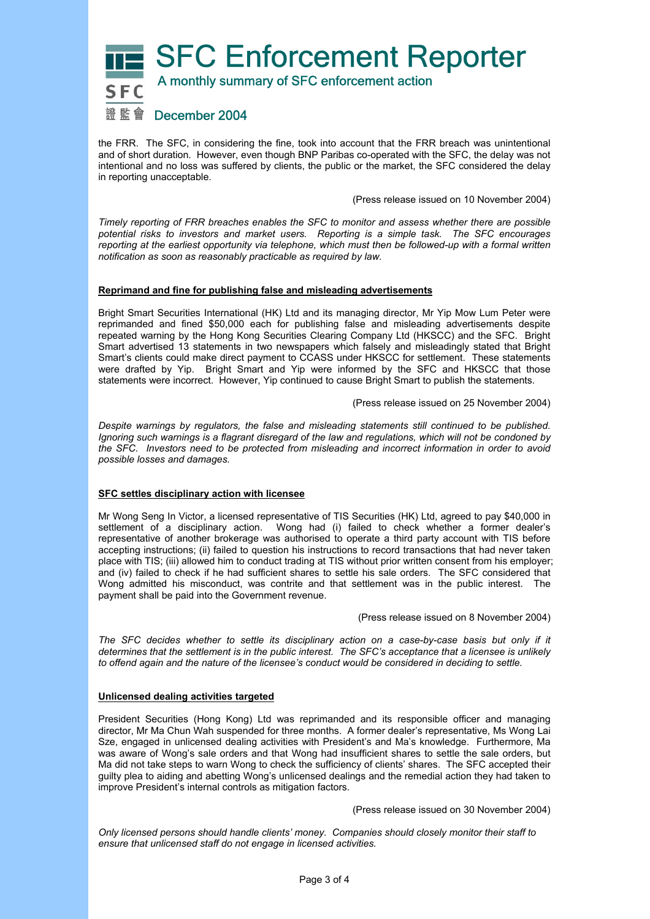the FRR. The SFC, in considering the fine, took into account that the FRR breach was unintentional and of short duration. However, even though BNP Paribas co-operated with the SFC, the delay was not intentional and no loss was suffered by clients, the public or the market, the SFC considered the delay in reporting unacceptable.

(Press release issued on 10 November 2004)

*Timely reporting of FRR breaches enables the SFC to monitor and assess whether there are possible potential risks to investors and market users. Reporting is a simple task. The SFC encourages reporting at the earliest opportunity via telephone, which must then be followed-up with a formal written notification as soon as reasonably practicable as required by law.*

**Reprimand and fine for publishing false and misleading advertisements**

Bright Smart Securities International (HK) Ltd and its managing director, Mr Yip Mow Lum Peter were reprimanded and fined $50,000 each for publishing false and misleading advertisements despite repeated warning by the Hong Kong Securities Clearing Company Ltd (HKSCC) and the SFC. Bright Smart advertised 13 statements in two newspapers which falsely and misleadingly stated that Bright Smart's clients could make direct payment to CCASS under HKSCC for settlement. These statements were drafted by Yip. Bright Smart and Yip were informed by the SFC and HKSCC that those statements were incorrect. However, Yip continued to cause Bright Smart to publish the statements.

(Press release issued on 25 November 2004)

*Despite warnings by regulators, the false and misleading statements still continued to be published. Ignoring such warnings is a flagrant disregard of the law and regulations, which will not be condoned by the SFC. Investors need to be protected from misleading and incorrect information in order to avoid possible losses and damages.*

**SFC settles disciplinary action with licensee**

Mr Wong Seng In Victor, a licensed representative of TIS Securities (HK) Ltd, agreed to pay $40,000 in settlement of a disciplinary action. Wong had (i) failed to check whether a former dealer's representative of another brokerage was authorised to operate a third party account with TIS before accepting instructions; (ii) failed to question his instructions to record transactions that had never taken place with TIS; (iii) allowed him to conduct trading at TIS without prior written consent from his employer; and (iv) failed to check if he had sufficient shares to settle his sale orders. The SFC considered that Wong admitted his misconduct, was contrite and that settlement was in the public interest. The payment shall be paid into the Government revenue.

(Press release issued on 8 November 2004)

*The SFC decides whether to settle its disciplinary action on a case-by-case basis but only if it determines that the settlement is in the public interest. The SFC's acceptance that a licensee is unlikely to offend again and the nature of the licensee's conduct would be considered in deciding to settle.*

**Unlicensed dealing activities targeted**

President Securities (Hong Kong) Ltd was reprimanded and its responsible officer and managing director, Mr Ma Chun Wah suspended for three months. A former dealer's representative, Ms Wong Lai Sze, engaged in unlicensed dealing activities with President's and Ma's knowledge. Furthermore, Ma was aware of Wong's sale orders and that Wong had insufficient shares to settle the sale orders, but Ma did not take steps to warn Wong to check the sufficiency of clients' shares. The SFC accepted their guilty plea to aiding and abetting Wong's unlicensed dealings and the remedial action they had taken to improve President's internal controls as mitigation factors.

(Press release issued on 30 November 2004)

*Only licensed persons should handle clients' money. Companies should closely monitor their staff to ensure that unlicensed staff do not engage in licensed activities.*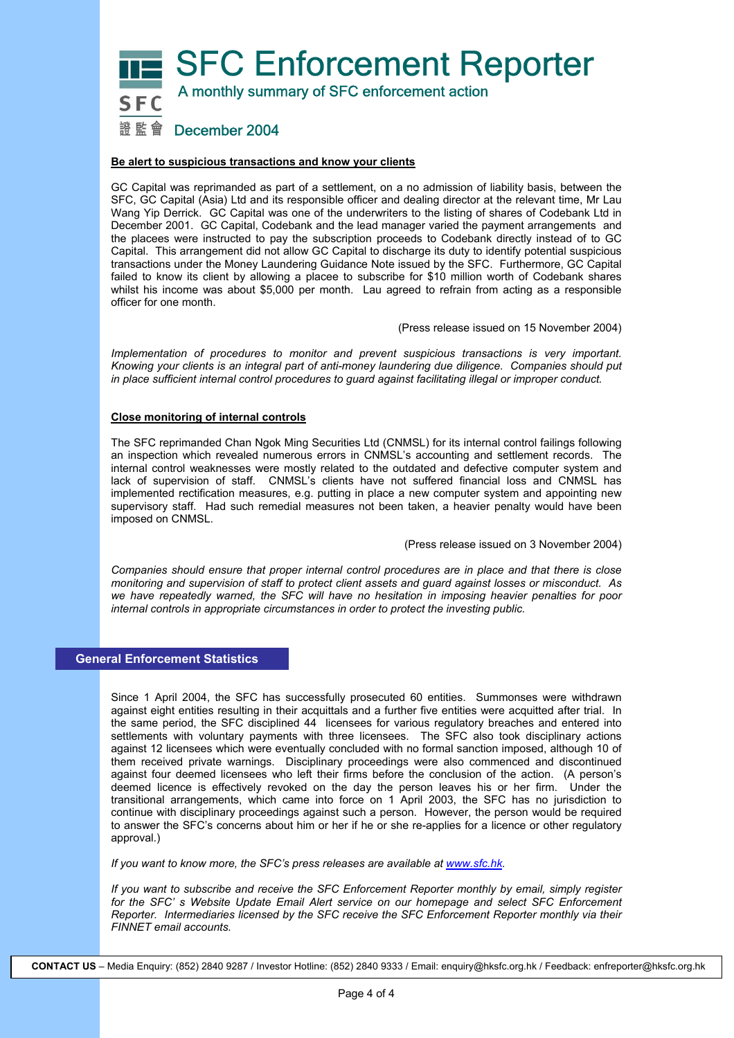# SFC Enforcement Reporter

A monthly summary of SFC enforcement action

December 2004

**Be alert to suspicious transactions and know your clients**

GC Capital was reprimanded as part of a settlement, on a no admission of liability basis, between the SFC, GC Capital (Asia) Ltd and its responsible officer and dealing director at the relevant time, Mr Lau Wang Yip Derrick. GC Capital was one of the underwriters to the listing of shares of Codebank Ltd in December 2001. GC Capital, Codebank and the lead manager varied the payment arrangements and the placees were instructed to pay the subscription proceeds to Codebank directly instead of to GC Capital. This arrangement did not allow GC Capital to discharge its duty to identify potential suspicious transactions under the Money Laundering Guidance Note issued by the SFC. Furthermore, GC Capital failed to know its client by allowing a placee to subscribe for $10 million worth of Codebank shares whilst his income was about $5,000 per month. Lau agreed to refrain from acting as a responsible officer for one month.

(Press release issued on 15 November 2004)

*Implementation of procedures to monitor and prevent suspicious transactions is very important. Knowing your clients is an integral part of anti-money laundering due diligence. Companies should put in place sufficient internal control procedures to guard against facilitating illegal or improper conduct.*

**Close monitoring of internal controls**

The SFC reprimanded Chan Ngok Ming Securities Ltd (CNMSL) for its internal control failings following an inspection which revealed numerous errors in CNMSL's accounting and settlement records. The internal control weaknesses were mostly related to the outdated and defective computer system and lack of supervision of staff. CNMSL's clients have not suffered financial loss and CNMSL has implemented rectification measures, e.g. putting in place a new computer system and appointing new supervisory staff. Had such remedial measures not been taken, a heavier penalty would have been imposed on CNMSL.

(Press release issued on 3 November 2004)

*Companies should ensure that proper internal control procedures are in place and that there is close monitoring and supervision of staff to protect client assets and guard against losses or misconduct. As we have repeatedly warned, the SFC will have no hesitation in imposing heavier penalties for poor internal controls in appropriate circumstances in order to protect the investing public.*

## General Enforcement Statistics

Since 1 April 2004, the SFC has successfully prosecuted 60 entities. Summonses were withdrawn against eight entities resulting in their acquittals and a further five entities were acquitted after trial. In the same period, the SFC disciplined 44 licensees for various regulatory breaches and entered into settlements with voluntary payments with three licensees. The SFC also took disciplinary actions against 12 licensees which were eventually concluded with no formal sanction imposed, although 10 of them received private warnings. Disciplinary proceedings were also commenced and discontinued against four deemed licensees who left their firms before the conclusion of the action. (A person's deemed licence is effectively revoked on the day the person leaves his or her firm. Under the transitional arrangements, which came into force on 1 April 2003, the SFC has no jurisdiction to continue with disciplinary proceedings against such a person. However, the person would be required to answer the SFC's concerns about him or her if he or she re-applies for a licence or other regulatory approval.)

*If you want to know more, the SFC's press releases are available at www.sfc.hk.*

*If you want to subscribe and receive the SFC Enforcement Reporter monthly by email, simply register for the SFC' s Website Update Email Alert service on our homepage and select SFC Enforcement Reporter. Intermediaries licensed by the SFC receive the SFC Enforcement Reporter monthly via their FINNET email accounts.*

**CONTACT US** – Media Enquiry: (852) 2840 9287 / Investor Hotline: (852) 2840 9333 / Email: enquiry@hksfc.org.hk / Feedback: enfreporter@hksfc.org.hk